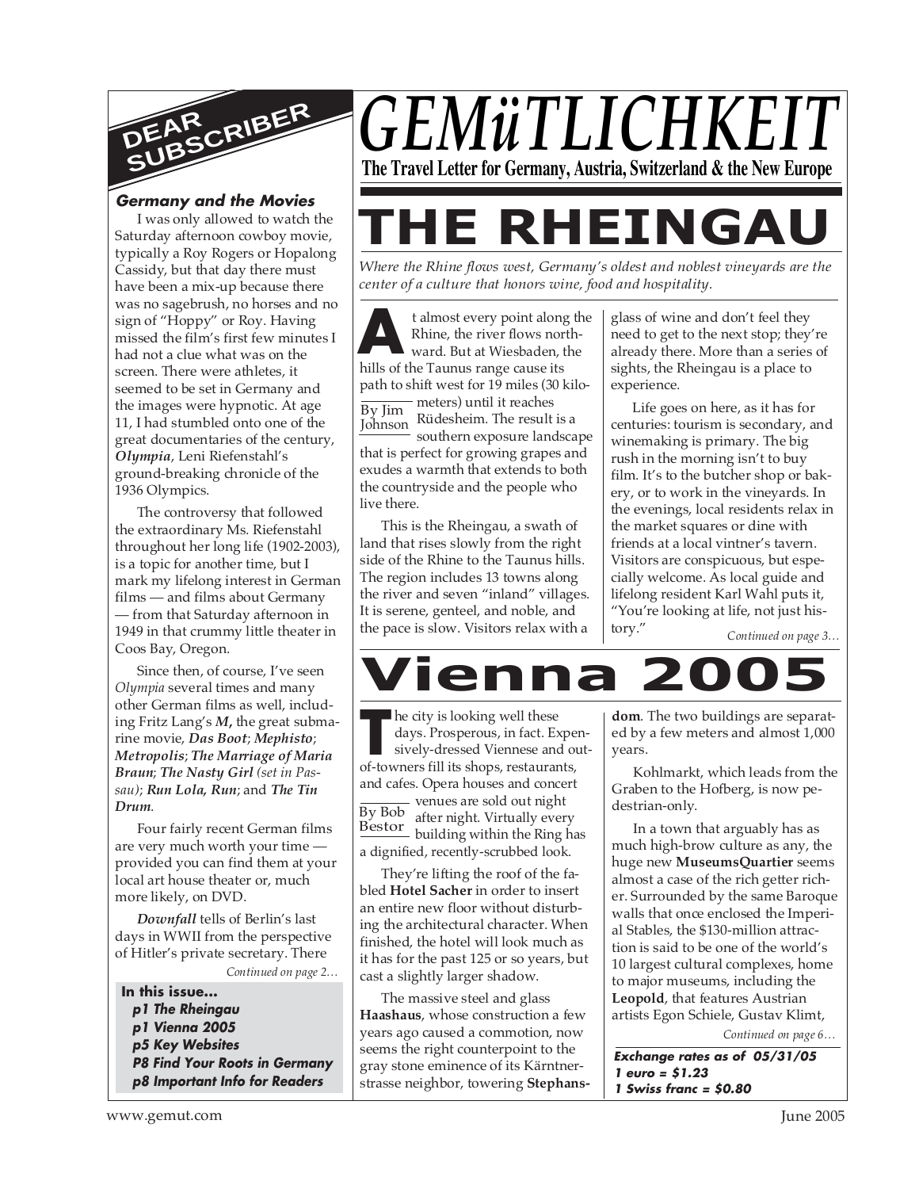# GEMüTLICHKEIT

**The Travel Letter for Germany, Austria, Switzerland & the New Europe**

# THE RHEINGAU

*Where the Rhine flows west, Germany's oldest and noblest vineyards are the center of a culture that honors wine, food and hospitality.*

By Jim Johnson

At almost every point along the Rhine, the river flows northward. But at Wiesbaden, the hills of the Taunus range cause its path to shift west for 19 miles (30 kilometers) until it reaches Rüdesheim. The result is a southern exposure landscape that is perfect for growing grapes and exudes a warmth that extends to both the countryside and the people who live there.

This is the Rheingau, a swath of land that rises slowly from the right side of the Rhine to the Taunus hills. The region includes 13 towns along the river and seven "inland" villages. It is serene, genteel, and noble, and the pace is slow. Visitors relax with a glass of wine and don't feel they need to get to the next stop; they're already there. More than a series of sights, the Rheingau is a place to experience.

Life goes on here, as it has for centuries: tourism is secondary, and winemaking is primary. The big rush in the morning isn't to buy film. It's to the butcher shop or bakery, or to work in the vineyards. In the evenings, local residents relax in the market squares or dine with friends at a local vintner's tavern. Visitors are conspicuous, but especially welcome. As local guide and lifelong resident Karl Wahl puts it, "You're looking at life, not just history."

*Continued on page 3…*

# Vienna 2005

By Bob Bestor

The city is looking well these days. Prosperous, in fact. Expensively-dressed Viennese and out-of-towners fill its shops, restaurants, and cafes. Opera houses and concert venues are sold out night after night. Virtually every building within the Ring has a dignified, recently-scrubbed look.

They're lifting the roof of the fabled **Hotel Sacher** in order to insert an entire new floor without disturbing the architectural character. When finished, the hotel will look much as it has for the past 125 or so years, but cast a slightly larger shadow.

The massive steel and glass **Haashaus**, whose construction a few years ago caused a commotion, now seems the right counterpoint to the gray stone eminence of its Kärntnerstrasse neighbor, towering **Stephansdom**. The two buildings are separated by a few meters and almost 1,000 years.

Kohlmarkt, which leads from the Graben to the Hofberg, is now pedestrian-only.

In a town that arguably has as much high-brow culture as any, the huge new **MuseumsQuartier** seems almost a case of the rich getter richer. Surrounded by the same Baroque walls that once enclosed the Imperial Stables, the $130-million attraction is said to be one of the world's 10 largest cultural complexes, home to major museums, including the **Leopold**, that features Austrian artists Egon Schiele, Gustav Klimt,

*Continued on page 6…*

**DEAR SUBSCRIBER**

### Germany and the Movies

I was only allowed to watch the Saturday afternoon cowboy movie, typically a Roy Rogers or Hopalong Cassidy, but that day there must have been a mix-up because there was no sagebrush, no horses and no sign of "Hoppy" or Roy. Having missed the film's first few minutes I had not a clue what was on the screen. There were athletes, it seemed to be set in Germany and the images were hypnotic. At age 11, I had stumbled onto one of the great documentaries of the century, ***Olympia***, Leni Riefenstahl's ground-breaking chronicle of the 1936 Olympics.

The controversy that followed the extraordinary Ms. Riefenstahl throughout her long life (1902-2003), is a topic for another time, but I mark my lifelong interest in German films — and films about Germany — from that Saturday afternoon in 1949 in that crummy little theater in Coos Bay, Oregon.

Since then, of course, I've seen *Olympia* several times and many other German films as well, including Fritz Lang's ***M***, the great submarine movie, ***Das Boot***; ***Mephisto***; ***Metropolis***; ***The Marriage of Maria Braun***; ***The Nasty Girl*** *(set in Passau)*; ***Run Lola, Run***; and ***The Tin Drum***.

Four fairly recent German films are very much worth your time — provided you can find them at your local art house theater or, much more likely, on DVD.

***Downfall*** tells of Berlin's last days in WWII from the perspective of Hitler's private secretary. There

*Continued on page 2…*

**In this issue...**

- *p1 The Rheingau*
- *p1 Vienna 2005*
- *p5 Key Websites*
- *P8 Find Your Roots in Germany*
- *p8 Important Info for Readers*

**Exchange rates as of 05/31/05**
**1 euro = $1.23**
**1 Swiss franc = $0.80**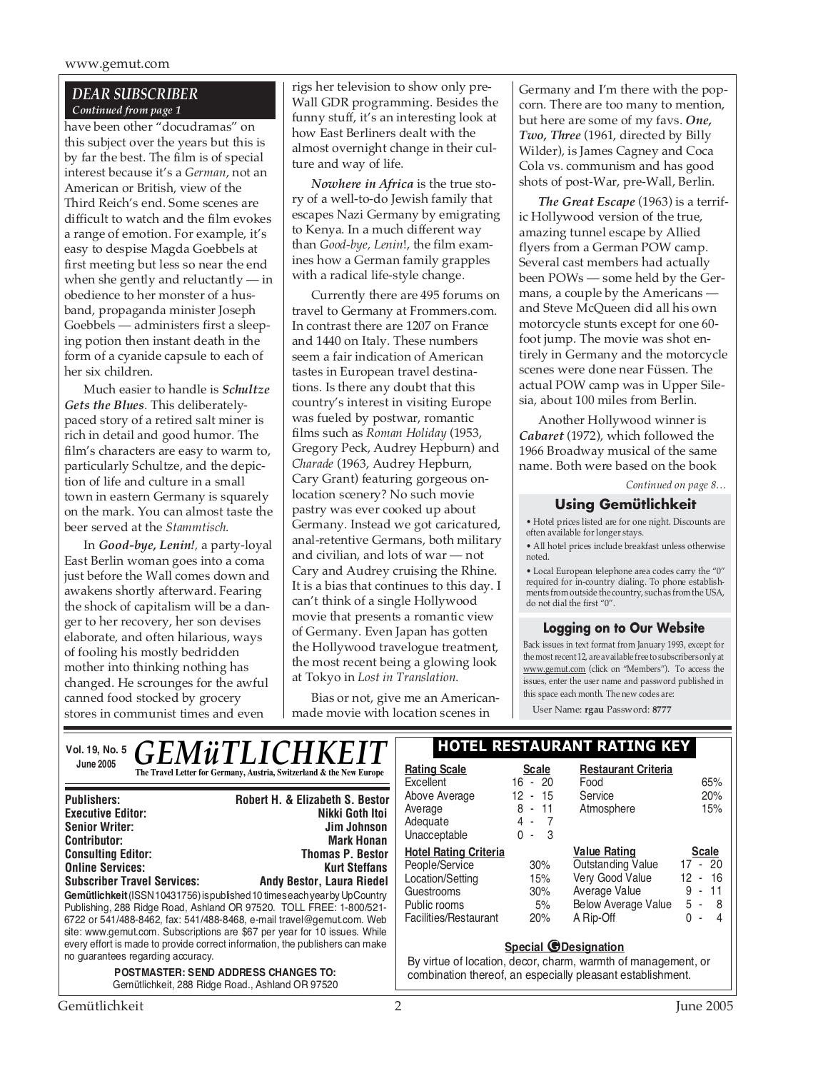## DEAR SUBSCRIBER

*Continued from page 1*

have been other "docudramas" on this subject over the years but this is by far the best. The film is of special interest because it's a *German*, not an American or British, view of the Third Reich's end. Some scenes are difficult to watch and the film evokes a range of emotion. For example, it's easy to despise Magda Goebbels at first meeting but less so near the end when she gently and reluctantly — in obedience to her monster of a husband, propaganda minister Joseph Goebbels — administers first a sleeping potion then instant death in the form of a cyanide capsule to each of her six children.

Much easier to handle is ***Schultze Gets the Blues***. This deliberately-paced story of a retired salt miner is rich in detail and good humor. The film's characters are easy to warm to, particularly Schultze, and the depiction of life and culture in a small town in eastern Germany is squarely on the mark. You can almost taste the beer served at the *Stammtisch*.

In ***Good-bye, Lenin!***, a party-loyal East Berlin woman goes into a coma just before the Wall comes down and awakens shortly afterward. Fearing the shock of capitalism will be a danger to her recovery, her son devises elaborate, and often hilarious, ways of fooling his mostly bedridden mother into thinking nothing has changed. He scrounges for the awful canned food stocked by grocery stores in communist times and even rigs her television to show only pre-Wall GDR programming. Besides the funny stuff, it's an interesting look at how East Berliners dealt with the almost overnight change in their culture and way of life.

***Nowhere in Africa*** is the true story of a well-to-do Jewish family that escapes Nazi Germany by emigrating to Kenya. In a much different way than *Good-bye, Lenin*!, the film examines how a German family grapples with a radical life-style change.

Currently there are 495 forums on travel to Germany at Frommers.com. In contrast there are 1207 on France and 1440 on Italy. These numbers seem a fair indication of American tastes in European travel destinations. Is there any doubt that this country's interest in visiting Europe was fueled by postwar, romantic films such as *Roman Holiday* (1953, Gregory Peck, Audrey Hepburn) and *Charade* (1963, Audrey Hepburn, Cary Grant) featuring gorgeous on-location scenery? No such movie pastry was ever cooked up about Germany. Instead we got caricatured, anal-retentive Germans, both military and civilian, and lots of war — not Cary and Audrey cruising the Rhine. It is a bias that continues to this day. I can't think of a single Hollywood movie that presents a romantic view of Germany. Even Japan has gotten the Hollywood travelogue treatment, the most recent being a glowing look at Tokyo in *Lost in Translation*.

Bias or not, give me an American-made movie with location scenes in Germany and I'm there with the popcorn. There are too many to mention, but here are some of my favs. ***One, Two, Three*** (1961, directed by Billy Wilder), is James Cagney and Coca Cola vs. communism and has good shots of post-War, pre-Wall, Berlin.

***The Great Escape*** (1963) is a terrific Hollywood version of the true, amazing tunnel escape by Allied flyers from a German POW camp. Several cast members had actually been POWs — some held by the Germans, a couple by the Americans — and Steve McQueen did all his own motorcycle stunts except for one 60-foot jump. The movie was shot entirely in Germany and the motorcycle scenes were done near Füssen. The actual POW camp was in Upper Silesia, about 100 miles from Berlin.

Another Hollywood winner is ***Cabaret*** (1972), which followed the 1966 Broadway musical of the same name. Both were based on the book

*Continued on page 8…*

### Using Gemütlichkeit

- Hotel prices listed are for one night. Discounts are often available for longer stays.
- All hotel prices include breakfast unless otherwise noted.
- Local European telephone area codes carry the "0" required for in-country dialing. To phone establishments from outside the country, such as from the USA, do not dial the first "0".

### Logging on to Our Website

Back issues in text format from January 1993, except for the most recent 12, are available free to subscribers only at www.gemut.com (click on "Members"). To access the issues, enter the user name and password published in this space each month. The new codes are:

User Name: **rgau** Password: **8777**

---

**Vol. 19, No. 5 — June 2005**

# GEMüTLICHKEIT

**The Travel Letter for Germany, Austria, Switzerland & the New Europe**

| | |
|---|---|
| **Publishers:** | **Robert H. & Elizabeth S. Bestor** |
| **Executive Editor:** | **Nikki Goth Itoi** |
| **Senior Writer:** | **Jim Johnson** |
| **Contributor:** | **Mark Honan** |
| **Consulting Editor:** | **Thomas P. Bestor** |
| **Online Services:** | **Kurt Steffans** |
| **Subscriber Travel Services:** | **Andy Bestor, Laura Riedel** |

**Gemütlichkeit** (ISSN 10431756) is published 10 times each year by UpCountry Publishing, 288 Ridge Road, Ashland OR 97520. TOLL FREE: 1-800/521-6722 or 541/488-8462, fax: 541/488-8468, e-mail travel@gemut.com. Web site: www.gemut.com. Subscriptions are $67 per year for 10 issues. While every effort is made to provide correct information, the publishers can make no guarantees regarding accuracy.

**POSTMASTER: SEND ADDRESS CHANGES TO:**
Gemütlichkeit, 288 Ridge Road., Ashland OR 97520

### HOTEL RESTAURANT RATING KEY

| Rating Scale | Scale |
|---|---|
| Excellent | 16 - 20 |
| Above Average | 12 - 15 |
| Average | 8 - 11 |
| Adequate | 4 - 7 |
| Unacceptable | 0 - 3 |

| Restaurant Criteria | |
|---|---|
| Food | 65% |
| Service | 20% |
| Atmosphere | 15% |

| Hotel Rating Criteria | |
|---|---|
| People/Service | 30% |
| Location/Setting | 15% |
| Guestrooms | 30% |
| Public rooms | 5% |
| Facilities/Restaurant | 20% |

| Value Rating | Scale |
|---|---|
| Outstanding Value | 17 - 20 |
| Very Good Value | 12 - 16 |
| Average Value | 9 - 11 |
| Below Average Value | 5 - 8 |
| A Rip-Off | 0 - 4 |

**Special G Designation**

By virtue of location, decor, charm, warmth of management, or combination thereof, an especially pleasant establishment.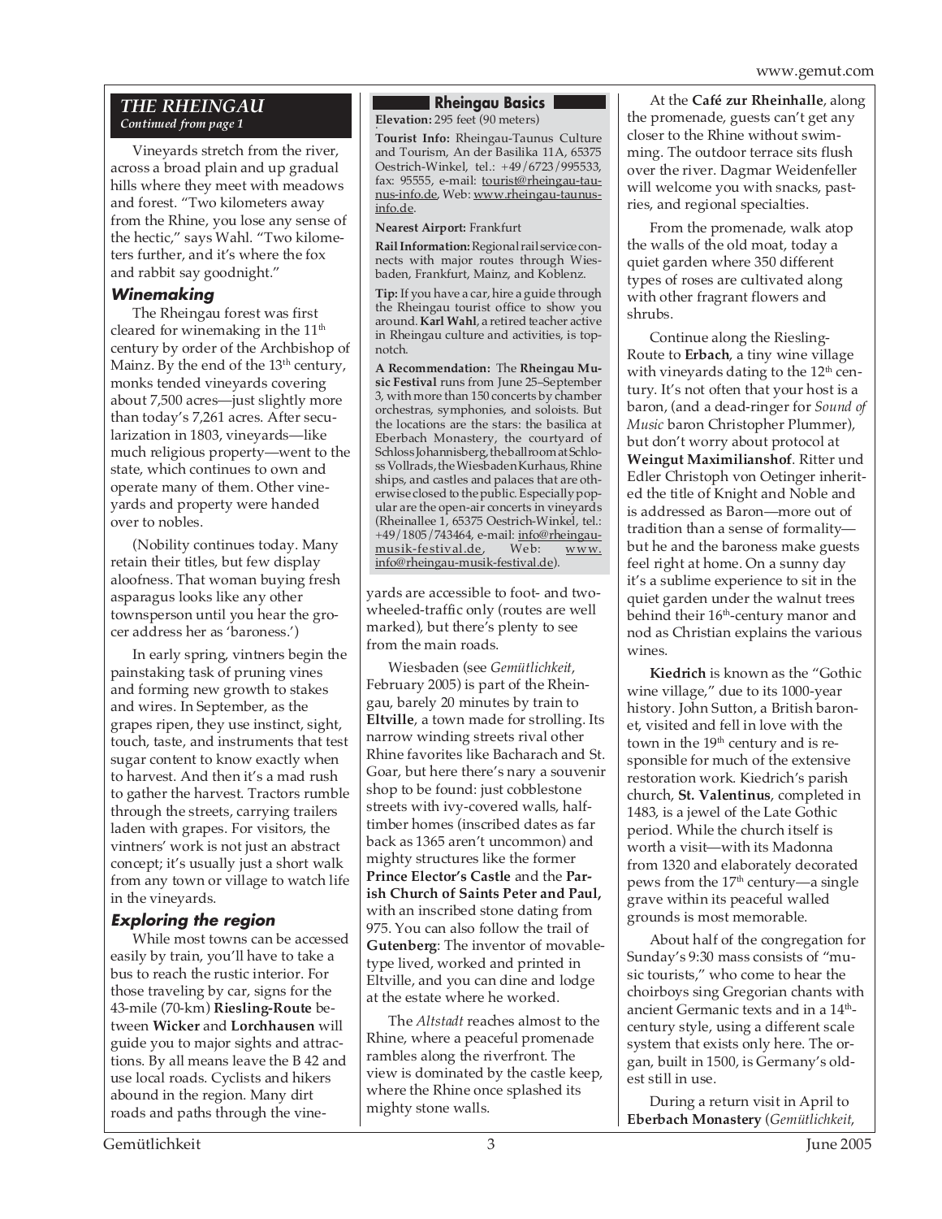## THE RHEINGAU

*Continued from page 1*

Vineyards stretch from the river, across a broad plain and up gradual hills where they meet with meadows and forest. "Two kilometers away from the Rhine, you lose any sense of the hectic," says Wahl. "Two kilometers further, and it's where the fox and rabbit say goodnight."

### Winemaking

The Rheingau forest was first cleared for winemaking in the 11th century by order of the Archbishop of Mainz. By the end of the 13th century, monks tended vineyards covering about 7,500 acres—just slightly more than today's 7,261 acres. After secularization in 1803, vineyards—like much religious property—went to the state, which continues to own and operate many of them. Other vineyards and property were handed over to nobles.

(Nobility continues today. Many retain their titles, but few display aloofness. That woman buying fresh asparagus looks like any other townsperson until you hear the grocer address her as 'baroness.')

In early spring, vintners begin the painstaking task of pruning vines and forming new growth to stakes and wires. In September, as the grapes ripen, they use instinct, sight, touch, taste, and instruments that test sugar content to know exactly when to harvest. And then it's a mad rush to gather the harvest. Tractors rumble through the streets, carrying trailers laden with grapes. For visitors, the vintners' work is not just an abstract concept; it's usually just a short walk from any town or village to watch life in the vineyards.

### Exploring the region

While most towns can be accessed easily by train, you'll have to take a bus to reach the rustic interior. For those traveling by car, signs for the 43-mile (70-km) **Riesling-Route** between **Wicker** and **Lorchhausen** will guide you to major sights and attractions. By all means leave the B 42 and use local roads. Cyclists and hikers abound in the region. Many dirt roads and paths through the vineyards are accessible to foot- and two-wheeled-traffic only (routes are well marked), but there's plenty to see from the main roads.

Wiesbaden (see *Gemütlichkeit*, February 2005) is part of the Rheingau, barely 20 minutes by train to **Eltville**, a town made for strolling. Its narrow winding streets rival other Rhine favorites like Bacharach and St. Goar, but here there's nary a souvenir shop to be found: just cobblestone streets with ivy-covered walls, half-timber homes (inscribed dates as far back as 1365 aren't uncommon) and mighty structures like the former **Prince Elector's Castle** and the **Parish Church of Saints Peter and Paul,** with an inscribed stone dating from 975. You can also follow the trail of **Gutenberg**: The inventor of movable-type lived, worked and printed in Eltville, and you can dine and lodge at the estate where he worked.

The *Altstadt* reaches almost to the Rhine, where a peaceful promenade rambles along the riverfront. The view is dominated by the castle keep, where the Rhine once splashed its mighty stone walls.

At the **Café zur Rheinhalle**, along the promenade, guests can't get any closer to the Rhine without swimming. The outdoor terrace sits flush over the river. Dagmar Weidenfeller will welcome you with snacks, pastries, and regional specialties.

From the promenade, walk atop the walls of the old moat, today a quiet garden where 350 different types of roses are cultivated along with other fragrant flowers and shrubs.

Continue along the Riesling-Route to **Erbach**, a tiny wine village with vineyards dating to the 12th century. It's not often that your host is a baron, (and a dead-ringer for *Sound of Music* baron Christopher Plummer), but don't worry about protocol at **Weingut Maximilianshof**. Ritter und Edler Christoph von Oetinger inherited the title of Knight and Noble and is addressed as Baron—more out of tradition than a sense of formality—but he and the baroness make guests feel right at home. On a sunny day it's a sublime experience to sit in the quiet garden under the walnut trees behind their 16th-century manor and nod as Christian explains the various wines.

**Kiedrich** is known as the "Gothic wine village," due to its 1000-year history. John Sutton, a British baronet, visited and fell in love with the town in the 19th century and is responsible for much of the extensive restoration work. Kiedrich's parish church, **St. Valentinus**, completed in 1483, is a jewel of the Late Gothic period. While the church itself is worth a visit—with its Madonna from 1320 and elaborately decorated pews from the 17th century—a single grave within its peaceful walled grounds is most memorable.

About half of the congregation for Sunday's 9:30 mass consists of "music tourists," who come to hear the choirboys sing Gregorian chants with ancient Germanic texts and in a 14th-century style, using a different scale system that exists only here. The organ, built in 1500, is Germany's oldest still in use.

During a return visit in April to **Eberbach Monastery** (*Gemütlichkeit*,

---

### Rheingau Basics

**Elevation:** 295 feet (90 meters)

**Tourist Info:** Rheingau-Taunus Culture and Tourism, An der Basilika 11A, 65375 Oestrich-Winkel, tel.: +49/6723/995533, fax: 95555, e-mail: tourist@rheingau-taunus-info.de, Web: www.rheingau-taunus-info.de.

**Nearest Airport:** Frankfurt

**Rail Information:** Regional rail service connects with major routes through Wiesbaden, Frankfurt, Mainz, and Koblenz.

**Tip:** If you have a car, hire a guide through the Rheingau tourist office to show you around. **Karl Wahl**, a retired teacher active in Rheingau culture and activities, is top-notch.

**A Recommendation:** The **Rheingau Music Festival** runs from June 25–September 3, with more than 150 concerts by chamber orchestras, symphonies, and soloists. But the locations are the stars: the basilica at Eberbach Monastery, the courtyard of Schloss Johannisberg, the ballroom at Schloss Vollrads, the Wiesbaden Kurhaus, Rhine ships, and castles and palaces that are otherwise closed to the public. Especially popular are the open-air concerts in vineyards (Rheinallee 1, 65375 Oestrich-Winkel, tel.: +49/1805/743464, e-mail: info@rheingau-musik-festival.de, Web: www.info@rheingau-musik-festival.de).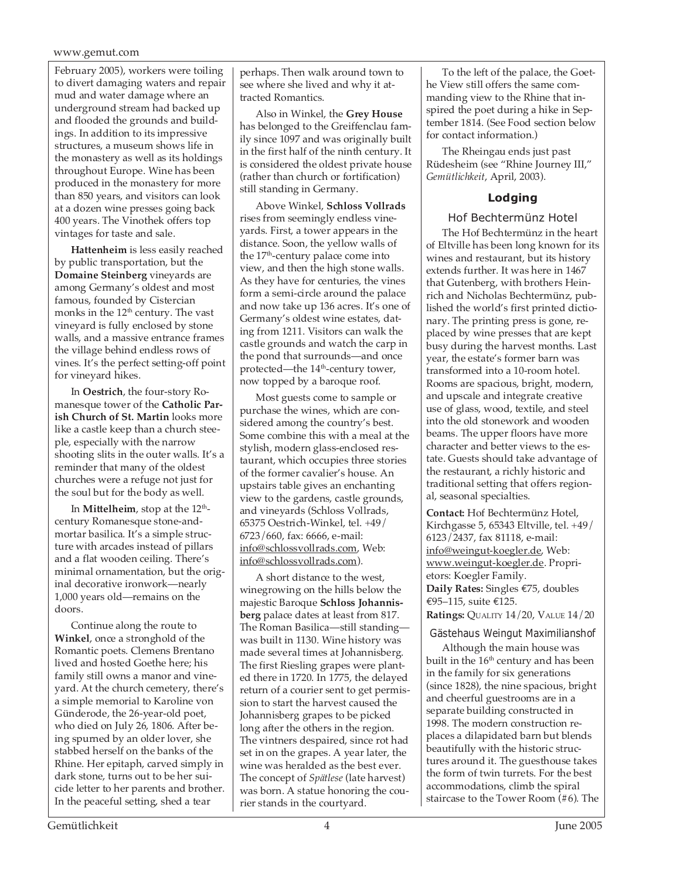February 2005), workers were toiling to divert damaging waters and repair mud and water damage where an underground stream had backed up and flooded the grounds and buildings. In addition to its impressive structures, a museum shows life in the monastery as well as its holdings throughout Europe. Wine has been produced in the monastery for more than 850 years, and visitors can look at a dozen wine presses going back 400 years. The Vinothek offers top vintages for taste and sale.

**Hattenheim** is less easily reached by public transportation, but the **Domaine Steinberg** vineyards are among Germany's oldest and most famous, founded by Cistercian monks in the 12th century. The vast vineyard is fully enclosed by stone walls, and a massive entrance frames the village behind endless rows of vines. It's the perfect setting-off point for vineyard hikes.

In **Oestrich**, the four-story Romanesque tower of the **Catholic Parish Church of St. Martin** looks more like a castle keep than a church steeple, especially with the narrow shooting slits in the outer walls. It's a reminder that many of the oldest churches were a refuge not just for the soul but for the body as well.

In **Mittelheim**, stop at the 12th-century Romanesque stone-and-mortar basilica. It's a simple structure with arcades instead of pillars and a flat wooden ceiling. There's minimal ornamentation, but the original decorative ironwork—nearly 1,000 years old—remains on the doors.

Continue along the route to **Winkel**, once a stronghold of the Romantic poets. Clemens Brentano lived and hosted Goethe here; his family still owns a manor and vineyard. At the church cemetery, there's a simple memorial to Karoline von Günderode, the 26-year-old poet, who died on July 26, 1806. After being spurned by an older lover, she stabbed herself on the banks of the Rhine. Her epitaph, carved simply in dark stone, turns out to be her suicide letter to her parents and brother. In the peaceful setting, shed a tear perhaps. Then walk around town to see where she lived and why it attracted Romantics.

Also in Winkel, the **Grey House** has belonged to the Greiffenclau family since 1097 and was originally built in the first half of the ninth century. It is considered the oldest private house (rather than church or fortification) still standing in Germany.

Above Winkel, **Schloss Vollrads** rises from seemingly endless vineyards. First, a tower appears in the distance. Soon, the yellow walls of the 17th-century palace come into view, and then the high stone walls. As they have for centuries, the vines form a semi-circle around the palace and now take up 136 acres. It's one of Germany's oldest wine estates, dating from 1211. Visitors can walk the castle grounds and watch the carp in the pond that surrounds—and once protected—the 14th-century tower, now topped by a baroque roof.

Most guests come to sample or purchase the wines, which are considered among the country's best. Some combine this with a meal at the stylish, modern glass-enclosed restaurant, which occupies three stories of the former cavalier's house. An upstairs table gives an enchanting view to the gardens, castle grounds, and vineyards (Schloss Vollrads, 65375 Oestrich-Winkel, tel. +49/6723/660, fax: 6666, e-mail: info@schlossvollrads.com, Web: info@schlossvollrads.com).

A short distance to the west, winegrowing on the hills below the majestic Baroque **Schloss Johannisberg** palace dates at least from 817. The Roman Basilica—still standing—was built in 1130. Wine history was made several times at Johannisberg. The first Riesling grapes were planted there in 1720. In 1775, the delayed return of a courier sent to get permission to start the harvest caused the Johannisberg grapes to be picked long after the others in the region. The vintners despaired, since rot had set in on the grapes. A year later, the wine was heralded as the best ever. The concept of *Spätlese* (late harvest) was born. A statue honoring the courier stands in the courtyard.

To the left of the palace, the Goethe View still offers the same commanding view to the Rhine that inspired the poet during a hike in September 1814. (See Food section below for contact information.)

The Rheingau ends just past Rüdesheim (see "Rhine Journey III," *Gemütlichkeit*, April, 2003).

## Lodging

### Hof Bechtermünz Hotel

The Hof Bechtermünz in the heart of Eltville has been long known for its wines and restaurant, but its history extends further. It was here in 1467 that Gutenberg, with brothers Heinrich and Nicholas Bechtermünz, published the world's first printed dictionary. The printing press is gone, replaced by wine presses that are kept busy during the harvest months. Last year, the estate's former barn was transformed into a 10-room hotel. Rooms are spacious, bright, modern, and upscale and integrate creative use of glass, wood, textile, and steel into the old stonework and wooden beams. The upper floors have more character and better views to the estate. Guests should take advantage of the restaurant, a richly historic and traditional setting that offers regional, seasonal specialties.

**Contact:** Hof Bechtermünz Hotel, Kirchgasse 5, 65343 Eltville, tel. +49/6123/2437, fax 81118, e-mail: info@weingut-koegler.de, Web: www.weingut-koegler.de. Proprietors: Koegler Family.
**Daily Rates:** Singles €75, doubles €95–115, suite €125.
**Ratings:** QUALITY 14/20, VALUE 14/20

### Gästehaus Weingut Maximilianshof

Although the main house was built in the 16th century and has been in the family for six generations (since 1828), the nine spacious, bright and cheerful guestrooms are in a separate building constructed in 1998. The modern construction replaces a dilapidated barn but blends beautifully with the historic structures around it. The guesthouse takes the form of twin turrets. For the best accommodations, climb the spiral staircase to the Tower Room (#6). The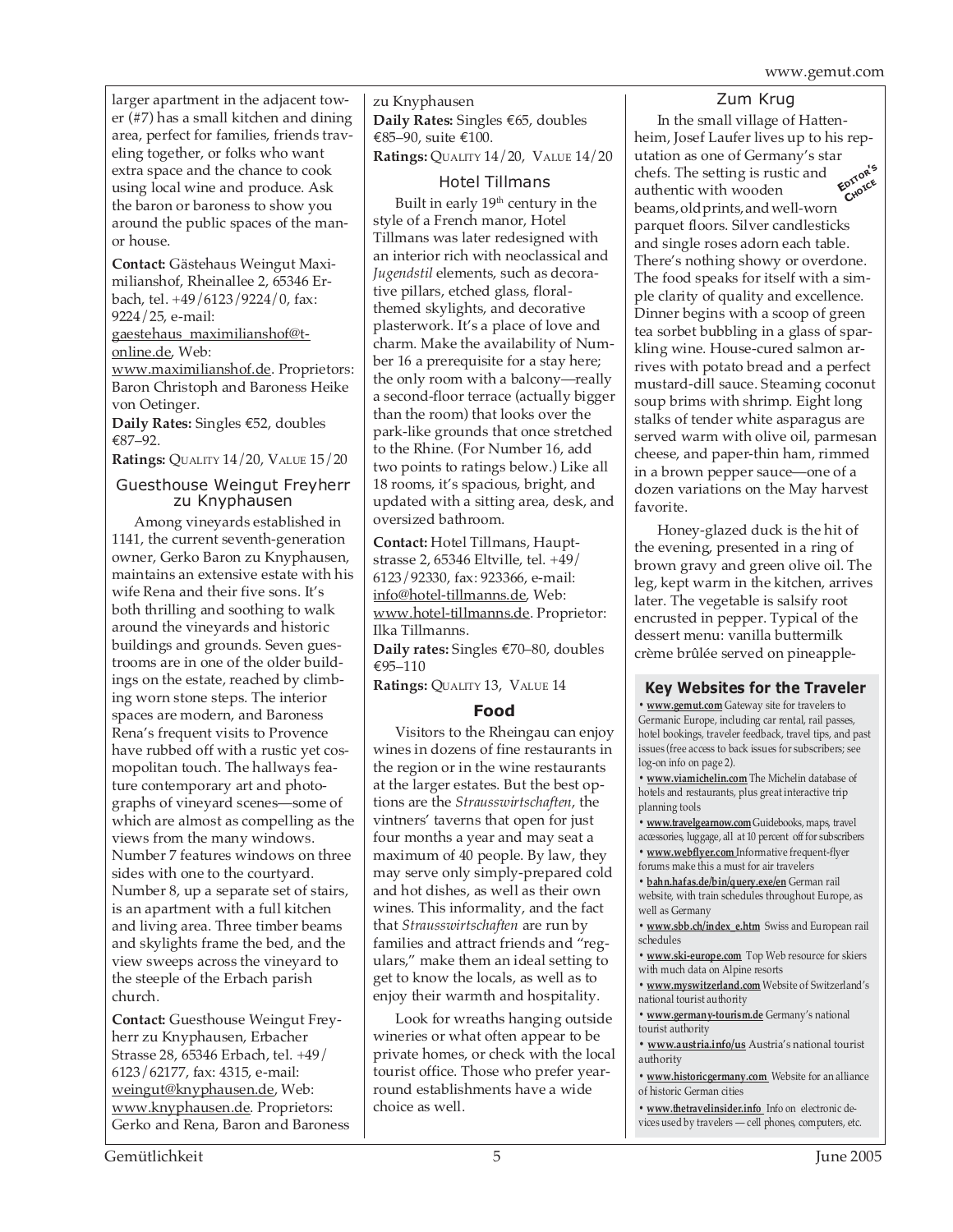larger apartment in the adjacent tower (#7) has a small kitchen and dining area, perfect for families, friends traveling together, or folks who want extra space and the chance to cook using local wine and produce. Ask the baron or baroness to show you around the public spaces of the manor house.

**Contact:** Gästehaus Weingut Maximilianshof, Rheinallee 2, 65346 Erbach, tel. +49/6123/9224/0, fax: 9224/25, e-mail: gaestehaus_maximilianshof@t-online.de, Web: www.maximilianshof.de. Proprietors: Baron Christoph and Baroness Heike von Oetinger.

**Daily Rates:** Singles €52, doubles €87–92.

**Ratings:** QUALITY 14/20, VALUE 15/20

### Guesthouse Weingut Freyherr zu Knyphausen

Among vineyards established in 1141, the current seventh-generation owner, Gerko Baron zu Knyphausen, maintains an extensive estate with his wife Rena and their five sons. It's both thrilling and soothing to walk around the vineyards and historic buildings and grounds. Seven guestrooms are in one of the older buildings on the estate, reached by climbing worn stone steps. The interior spaces are modern, and Baroness Rena's frequent visits to Provence have rubbed off with a rustic yet cosmopolitan touch. The hallways feature contemporary art and photographs of vineyard scenes—some of which are almost as compelling as the views from the many windows. Number 7 features windows on three sides with one to the courtyard. Number 8, up a separate set of stairs, is an apartment with a full kitchen and living area. Three timber beams and skylights frame the bed, and the view sweeps across the vineyard to the steeple of the Erbach parish church.

**Contact:** Guesthouse Weingut Freyherr zu Knyphausen, Erbacher Strasse 28, 65346 Erbach, tel. +49/6123/62177, fax: 4315, e-mail: weingut@knyphausen.de, Web: www.knyphausen.de. Proprietors: Gerko and Rena, Baron and Baroness zu Knyphausen

**Daily Rates:** Singles €65, doubles €85–90, suite €100.

**Ratings:** QUALITY 14/20, VALUE 14/20

### Hotel Tillmans

Built in early 19th century in the style of a French manor, Hotel Tillmans was later redesigned with an interior rich with neoclassical and *Jugendstil* elements, such as decorative pillars, etched glass, floral-themed skylights, and decorative plasterwork. It's a place of love and charm. Make the availability of Number 16 a prerequisite for a stay here; the only room with a balcony—really a second-floor terrace (actually bigger than the room) that looks over the park-like grounds that once stretched to the Rhine. (For Number 16, add two points to ratings below.) Like all 18 rooms, it's spacious, bright, and updated with a sitting area, desk, and oversized bathroom.

**Contact:** Hotel Tillmans, Hauptstrasse 2, 65346 Eltville, tel. +49/6123/92330, fax: 923366, e-mail: info@hotel-tillmanns.de, Web: www.hotel-tillmanns.de. Proprietor: Ilka Tillmanns.

**Daily rates:** Singles €70–80, doubles €95–110

**Ratings:** QUALITY 13, VALUE 14

## Food

Visitors to the Rheingau can enjoy wines in dozens of fine restaurants in the region or in the wine restaurants at the larger estates. But the best options are the *Strausswirtschaften*, the vintners' taverns that open for just four months a year and may seat a maximum of 40 people. By law, they may serve only simply-prepared cold and hot dishes, as well as their own wines. This informality, and the fact that *Strausswirtschaften* are run by families and attract friends and "regulars," make them an ideal setting to get to know the locals, as well as to enjoy their warmth and hospitality.

Look for wreaths hanging outside wineries or what often appear to be private homes, or check with the local tourist office. Those who prefer year-round establishments have a wide choice as well.

### Zum Krug

EDITOR'S CHOICE

In the small village of Hattenheim, Josef Laufer lives up to his reputation as one of Germany's star chefs. The setting is rustic and authentic with wooden beams, old prints, and well-worn parquet floors. Silver candlesticks and single roses adorn each table. There's nothing showy or overdone. The food speaks for itself with a simple clarity of quality and excellence. Dinner begins with a scoop of green tea sorbet bubbling in a glass of sparkling wine. House-cured salmon arrives with potato bread and a perfect mustard-dill sauce. Steaming coconut soup brims with shrimp. Eight long stalks of tender white asparagus are served warm with olive oil, parmesan cheese, and paper-thin ham, rimmed in a brown pepper sauce—one of a dozen variations on the May harvest favorite.

Honey-glazed duck is the hit of the evening, presented in a ring of brown gravy and green olive oil. The leg, kept warm in the kitchen, arrives later. The vegetable is salsify root encrusted in pepper. Typical of the dessert menu: vanilla buttermilk crème brûlée served on pineapple-

### Key Websites for the Traveler

- **www.gemut.com** Gateway site for travelers to Germanic Europe, including car rental, rail passes, hotel bookings, traveler feedback, travel tips, and past issues (free access to back issues for subscribers; see log-on info on page 2).
- **www.viamichelin.com** The Michelin database of hotels and restaurants, plus great interactive trip planning tools
- **www.travelgearnow.com** Guidebooks, maps, travel accessories, luggage, all at 10 percent off for subscribers
- **www.webflyer.com** Informative frequent-flyer forums make this a must for air travelers
- **bahn.hafas.de/bin/query.exe/en** German rail website, with train schedules throughout Europe, as well as Germany
- **www.sbb.ch/index_e.htm** Swiss and European rail schedules
- **www.ski-europe.com** Top Web resource for skiers with much data on Alpine resorts
- **www.myswitzerland.com** Website of Switzerland's national tourist authority
- **www.germany-tourism.de** Germany's national tourist authority
- **www.austria.info/us** Austria's national tourist authority
- **www.historicgermany.com** Website for an alliance of historic German cities
- **www.thetravelinsider.info** Info on electronic devices used by travelers — cell phones, computers, etc.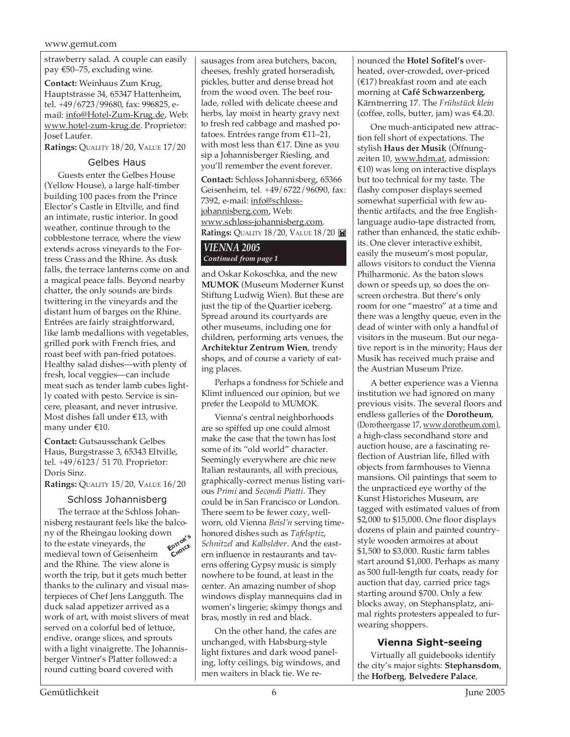strawberry salad. A couple can easily pay €50–75, excluding wine.

**Contact:** Weinhaus Zum Krug, Hauptstrasse 34, 65347 Hattenheim, tel. +49/6723/99680, fax: 996825, e-mail: info@Hotel-Zum-Krug.de, Web: www.hotel-zum-krug.de. Proprietor: Josef Laufer.
**Ratings:** QUALITY 18/20, VALUE 17/20

### Gelbes Haus

Guests enter the Gelbes House (Yellow House), a large half-timber building 100 paces from the Prince Elector's Castle in Eltville, and find an intimate, rustic interior. In good weather, continue through to the cobblestone terrace, where the view extends across vineyards to the Fortress Crass and the Rhine. As dusk falls, the terrace lanterns come on and a magical peace falls. Beyond nearby chatter, the only sounds are birds twittering in the vineyards and the distant hum of barges on the Rhine. Entrées are fairly straightforward, like lamb medallions with vegetables, grilled pork with French fries, and roast beef with pan-fried potatoes. Healthy salad dishes—with plenty of fresh, local veggies—can include meat such as tender lamb cubes lightly coated with pesto. Service is sincere, pleasant, and never intrusive. Most dishes fall under €13, with many under €10.

**Contact:** Gutsausschank Gelbes Haus, Burgstrasse 3, 65343 Eltville, tel. +49/6123/ 51 70. Proprietor: Doris Sinz.
**Ratings:** QUALITY 15/20, VALUE 16/20

### Schloss Johannisberg

EDITOR'S CHOICE

The terrace at the Schloss Johannisberg restaurant feels like the balcony of the Rheingau looking down to the estate vineyards, the medieval town of Geisenheim and the Rhine. The view alone is worth the trip, but it gets much better thanks to the culinary and visual masterpieces of Chef Jens Langguth. The duck salad appetizer arrived as a work of art, with moist slivers of meat served on a colorful bed of lettuce, endive, orange slices, and sprouts with a light vinaigrette. The Johannisberger Vintner's Platter followed: a round cutting board covered with sausages from area butchers, bacon, cheeses, freshly grated horseradish, pickles, butter and dense bread hot from the wood oven. The beef roulade, rolled with delicate cheese and herbs, lay moist in hearty gravy next to fresh red cabbage and mashed potatoes. Entrées range from €11–21, with most less than €17. Dine as you sip a Johannisberger Riesling, and you'll remember the event forever.

**Contact:** Schloss Johannisberg, 65366 Geisenheim, tel. +49/6722/96090, fax: 7392, e-mail: info@schloss-johannisberg.com, Web: www.schloss-johannisberg.com.
**Ratings:** QUALITY 18/20, VALUE 18/20

## *VIENNA 2005*
*Continued from page 1*

and Oskar Kokoschka, and the new **MUMOK** (Museum Moderner Kunst Stiftung Ludwig Wien). But these are just the tip of the Quartier iceberg. Spread around its courtyards are other museums, including one for children, performing arts venues, the **Architektur Zentrum Wien**, trendy shops, and of course a variety of eating places.

Perhaps a fondness for Schiele and Klimt influenced our opinion, but we prefer the Leopold to MUMOK.

Vienna's central neighborhoods are so spiffed up one could almost make the case that the town has lost some of its "old world" character. Seemingly everywhere are chic new Italian restaurants, all with precious, graphically-correct menus listing various *Primi* and *Secondi Piatti*. They could be in San Francisco or London. There seem to be fewer cozy, well-worn, old Vienna *Beisl'n* serving time-honored dishes such as *Tafelsptiz*, *Schnitzel* and *Kalbsleber*. And the eastern influence in restaurants and taverns offering Gypsy music is simply nowhere to be found, at least in the center. An amazing number of shop windows display mannequins clad in women's lingerie; skimpy thongs and bras, mostly in red and black.

On the other hand, the cafes are unchanged, with Habsburg-style light fixtures and dark wood paneling, lofty ceilings, big windows, and men waiters in black tie. We renounced the **Hotel Sofitel's** overheated, over-crowded, over-priced (€17) breakfast room and ate each morning at **Café Schwarzenberg**, Kärntnerring 17. The *Frühstück klein* (coffee, rolls, butter, jam) was €4.20.

One much-anticipated new attraction fell short of expectations. The stylish **Haus der Musik** (Öffnungzeiten 10, www.hdm.at, admission: €10) was long on interactive displays but too technical for my taste. The flashy composer displays seemed somewhat superficial with few authentic artifacts, and the free English-language audio-tape distracted from, rather than enhanced, the static exhibits. One clever interactive exhibit, easily the museum's most popular, allows visitors to conduct the Vienna Philharmonic. As the baton slows down or speeds up, so does the on-screen orchestra. But there's only room for one "maestro" at a time and there was a lengthy queue, even in the dead of winter with only a handful of visitors in the museum. But our negative report is in the minority; Haus der Musik has received much praise and the Austrian Museum Prize.

A better experience was a Vienna institution we had ignored on many previous visits. The several floors and endless galleries of the **Dorotheum**, (Dorotheergasse 17, www.dorotheum.com), a high-class secondhand store and auction house, are a fascinating reflection of Austrian life, filled with objects from farmhouses to Vienna mansions. Oil paintings that seem to the unpracticed eye worthy of the Kunst Historiches Museum, are tagged with estimated values of from $2,000 to $15,000. One floor displays dozens of plain and painted country-style wooden armoires at about $1,500 to $3,000. Rustic farm tables start around $1,000. Perhaps as many as 500 full-length fur coats, ready for auction that day, carried price tags starting around $700. Only a few blocks away, on Stephansplatz, animal rights protesters appealed to fur-wearing shoppers.

### Vienna Sight-seeing

Virtually all guidebooks identify the city's major sights: **Stephansdom**, the **Hofberg**, **Belvedere Palace**,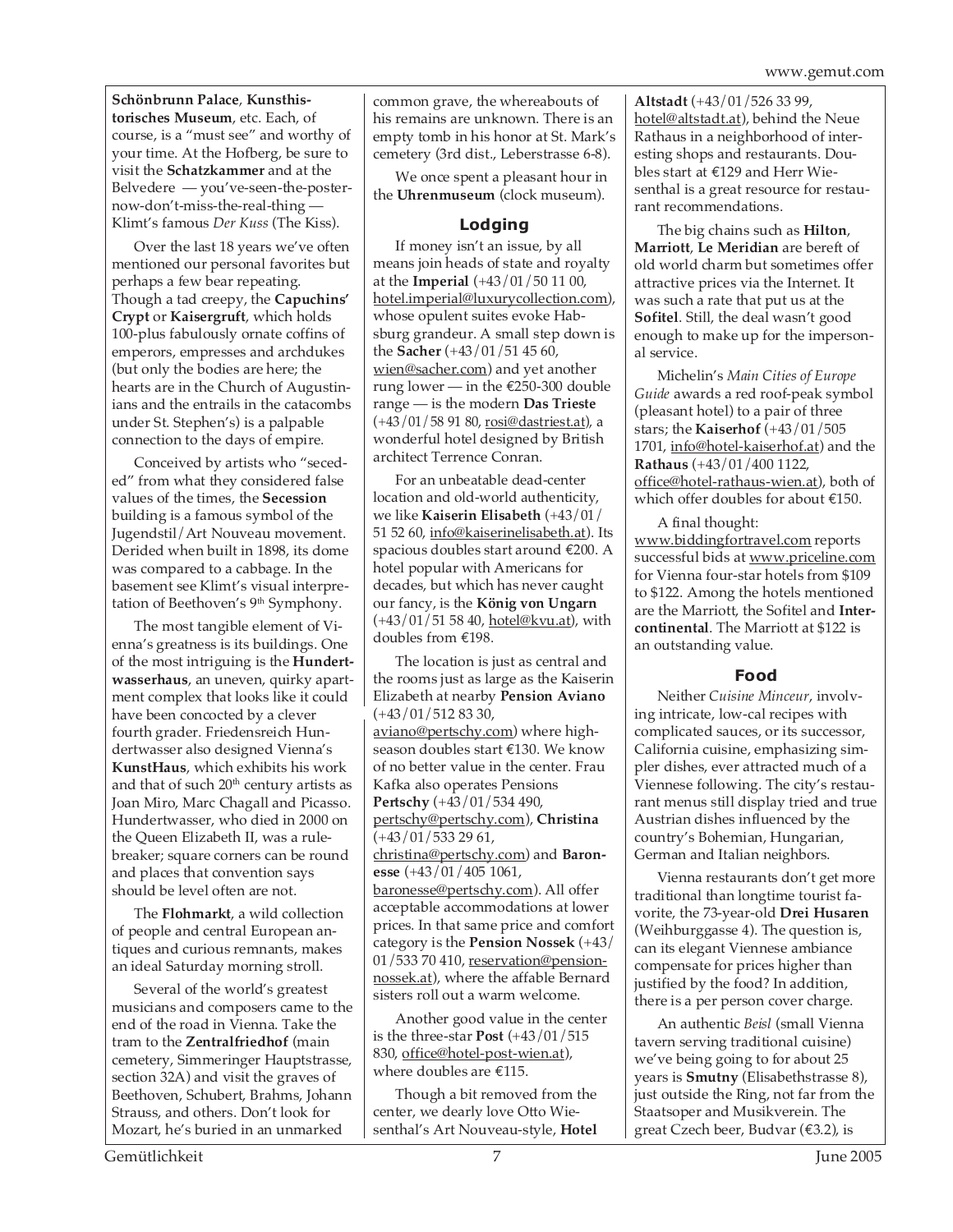**Schönbrunn Palace**, **Kunsthistorisches Museum**, etc. Each, of course, is a "must see" and worthy of your time. At the Hofberg, be sure to visit the **Schatzkammer** and at the Belvedere — you've-seen-the-poster-now-don't-miss-the-real-thing — Klimt's famous *Der Kuss* (The Kiss).

Over the last 18 years we've often mentioned our personal favorites but perhaps a few bear repeating. Though a tad creepy, the **Capuchins' Crypt** or **Kaisergruft**, which holds 100-plus fabulously ornate coffins of emperors, empresses and archdukes (but only the bodies are here; the hearts are in the Church of Augustinians and the entrails in the catacombs under St. Stephen's) is a palpable connection to the days of empire.

Conceived by artists who "seceded" from what they considered false values of the times, the **Secession** building is a famous symbol of the Jugendstil/Art Nouveau movement. Derided when built in 1898, its dome was compared to a cabbage. In the basement see Klimt's visual interpretation of Beethoven's 9th Symphony.

The most tangible element of Vienna's greatness is its buildings. One of the most intriguing is the **Hundertwasserhaus**, an uneven, quirky apartment complex that looks like it could have been concocted by a clever fourth grader. Friedensreich Hundertwasser also designed Vienna's **KunstHaus**, which exhibits his work and that of such 20th century artists as Joan Miro, Marc Chagall and Picasso. Hundertwasser, who died in 2000 on the Queen Elizabeth II, was a rule-breaker; square corners can be round and places that convention says should be level often are not.

The **Flohmarkt**, a wild collection of people and central European antiques and curious remnants, makes an ideal Saturday morning stroll.

Several of the world's greatest musicians and composers came to the end of the road in Vienna. Take the tram to the **Zentralfriedhof** (main cemetery, Simmeringer Hauptstrasse, section 32A) and visit the graves of Beethoven, Schubert, Brahms, Johann Strauss, and others. Don't look for Mozart, he's buried in an unmarked common grave, the whereabouts of his remains are unknown. There is an empty tomb in his honor at St. Mark's cemetery (3rd dist., Leberstrasse 6-8).

We once spent a pleasant hour in the **Uhrenmuseum** (clock museum).

## Lodging

If money isn't an issue, by all means join heads of state and royalty at the **Imperial** (+43/01/50 11 00, hotel.imperial@luxurycollection.com), whose opulent suites evoke Habsburg grandeur. A small step down is the **Sacher** (+43/01/51 45 60, wien@sacher.com) and yet another rung lower — in the €250-300 double range — is the modern **Das Trieste** (+43/01/58 91 80, rosi@dastriest.at), a wonderful hotel designed by British architect Terrence Conran.

For an unbeatable dead-center location and old-world authenticity, we like **Kaiserin Elisabeth** (+43/01/51 52 60, info@kaiserinelisabeth.at). Its spacious doubles start around €200. A hotel popular with Americans for decades, but which has never caught our fancy, is the **König von Ungarn** (+43/01/51 58 40, hotel@kvu.at), with doubles from €198.

The location is just as central and the rooms just as large as the Kaiserin Elizabeth at nearby **Pension Aviano** (+43/01/512 83 30, aviano@pertschy.com) where high-season doubles start €130. We know of no better value in the center. Frau Kafka also operates Pensions **Pertschy** (+43/01/534 490, pertschy@pertschy.com), **Christina** (+43/01/533 29 61, christina@pertschy.com) and **Baronesse** (+43/01/405 1061, baronesse@pertschy.com). All offer acceptable accommodations at lower prices. In that same price and comfort category is the **Pension Nossek** (+43/01/533 70 410, reservation@pension-nossek.at), where the affable Bernard sisters roll out a warm welcome.

Another good value in the center is the three-star **Post** (+43/01/515 830, office@hotel-post-wien.at), where doubles are €115.

Though a bit removed from the center, we dearly love Otto Wiesenthal's Art Nouveau-style, **Hotel Altstadt** (+43/01/526 33 99, hotel@altstadt.at), behind the Neue Rathaus in a neighborhood of interesting shops and restaurants. Doubles start at €129 and Herr Wiesenthal is a great resource for restaurant recommendations.

The big chains such as **Hilton**, **Marriott**, **Le Meridian** are bereft of old world charm but sometimes offer attractive prices via the Internet. It was such a rate that put us at the **Sofitel**. Still, the deal wasn't good enough to make up for the impersonal service.

Michelin's *Main Cities of Europe Guide* awards a red roof-peak symbol (pleasant hotel) to a pair of three stars; the **Kaiserhof** (+43/01/505 1701, info@hotel-kaiserhof.at) and the **Rathaus** (+43/01/400 1122, office@hotel-rathaus-wien.at), both of which offer doubles for about €150.

A final thought: www.biddingfortravel.com reports successful bids at www.priceline.com for Vienna four-star hotels from \$109 to \$122. Among the hotels mentioned are the Marriott, the Sofitel and **Intercontinental**. The Marriott at \$122 is an outstanding value.

## Food

Neither *Cuisine Minceur*, involving intricate, low-cal recipes with complicated sauces, or its successor, California cuisine, emphasizing simpler dishes, ever attracted much of a Viennese following. The city's restaurant menus still display tried and true Austrian dishes influenced by the country's Bohemian, Hungarian, German and Italian neighbors.

Vienna restaurants don't get more traditional than longtime tourist favorite, the 73-year-old **Drei Husaren** (Weihburggasse 4). The question is, can its elegant Viennese ambiance compensate for prices higher than justified by the food? In addition, there is a per person cover charge.

An authentic *Beisl* (small Vienna tavern serving traditional cuisine) we've being going to for about 25 years is **Smutny** (Elisabethstrasse 8), just outside the Ring, not far from the Staatsoper and Musikverein. The great Czech beer, Budvar (€3.2), is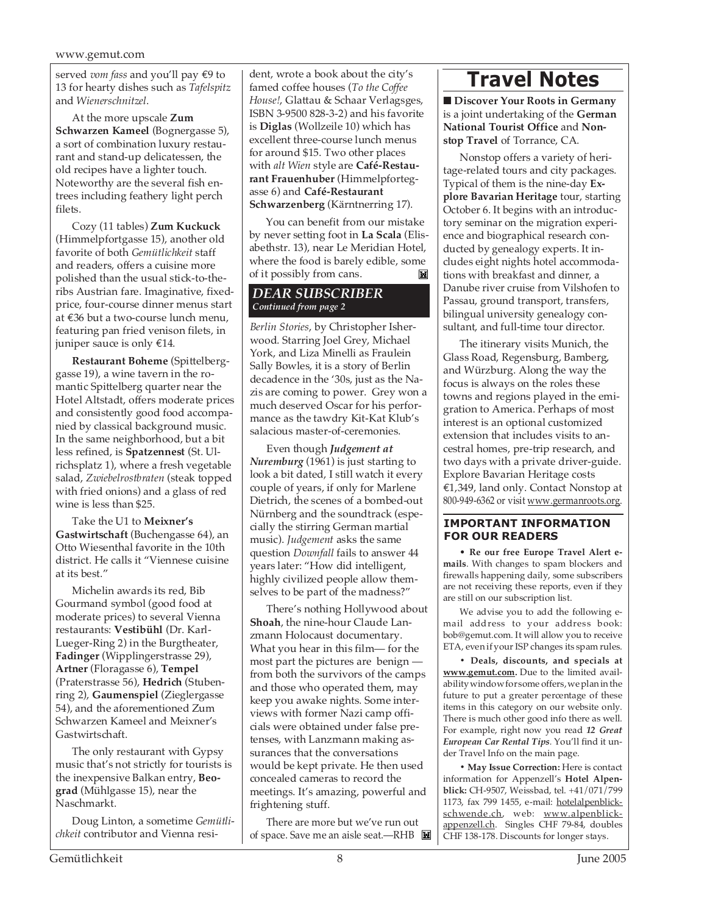served *vom fass* and you'll pay €9 to 13 for hearty dishes such as *Tafelspitz* and *Wienerschnitzel*.

At the more upscale **Zum Schwarzen Kameel** (Bognergasse 5), a sort of combination luxury restaurant and stand-up delicatessen, the old recipes have a lighter touch. Noteworthy are the several fish entrees including feathery light perch filets.

Cozy (11 tables) **Zum Kuckuck** (Himmelpfortgasse 15), another old favorite of both *Gemütlichkeit* staff and readers, offers a cuisine more polished than the usual stick-to-the-ribs Austrian fare. Imaginative, fixed-price, four-course dinner menus start at €36 but a two-course lunch menu, featuring pan fried venison filets, in juniper sauce is only €14.

**Restaurant Boheme** (Spittelberggasse 19), a wine tavern in the romantic Spittelberg quarter near the Hotel Altstadt, offers moderate prices and consistently good food accompanied by classical background music. In the same neighborhood, but a bit less refined, is **Spatzennest** (St. Ulrichsplatz 1), where a fresh vegetable salad, *Zwiebelrostbraten* (steak topped with fried onions) and a glass of red wine is less than $25.

Take the U1 to **Meixner's Gastwirtschaft** (Buchengasse 64), an Otto Wiesenthal favorite in the 10th district. He calls it "Viennese cuisine at its best."

Michelin awards its red, Bib Gourmand symbol (good food at moderate prices) to several Vienna restaurants: **Vestibühl** (Dr. Karl-Lueger-Ring 2) in the Burgtheater, **Fadinger** (Wipplingerstrasse 29), **Artner** (Floragasse 6), **Tempel** (Praterstrasse 56), **Hedrich** (Stubenring 2), **Gaumenspiel** (Zieglergasse 54), and the aforementioned Zum Schwarzen Kameel and Meixner's Gastwirtschaft.

The only restaurant with Gypsy music that's not strictly for tourists is the inexpensive Balkan entry, **Beograd** (Mühlgasse 15), near the Naschmarkt.

Doug Linton, a sometime *Gemütlichkeit* contributor and Vienna resident, wrote a book about the city's famed coffee houses (*To the Coffee House!*, Glattau & Schaar Verlagsges, ISBN 3-9500 828-3-2) and his favorite is **Diglas** (Wollzeile 10) which has excellent three-course lunch menus for around $15. Two other places with *alt Wien* style are **Café-Restaurant Frauenhuber** (Himmelpfortegasse 6) and **Café-Restaurant Schwarzenberg** (Kärntnerring 17).

You can benefit from our mistake by never setting foot in **La Scala** (Elisabethstr. 13), near Le Meridian Hotel, where the food is barely edible, some of it possibly from cans.

## DEAR SUBSCRIBER

***Continued from page 2***

*Berlin Stories*, by Christopher Isherwood. Starring Joel Grey, Michael York, and Liza Minelli as Fraulein Sally Bowles, it is a story of Berlin decadence in the '30s, just as the Nazis are coming to power. Grey won a much deserved Oscar for his performance as the tawdry Kit-Kat Klub's salacious master-of-ceremonies.

Even though ***Judgement at Nuremburg*** (1961) is just starting to look a bit dated, I still watch it every couple of years, if only for Marlene Dietrich, the scenes of a bombed-out Nürnberg and the soundtrack (especially the stirring German martial music). *Judgement* asks the same question *Downfall* fails to answer 44 years later: "How did intelligent, highly civilized people allow themselves to be part of the madness?"

There's nothing Hollywood about **Shoah**, the nine-hour Claude Lanzmann Holocaust documentary. What you hear in this film— for the most part the pictures are benign — from both the survivors of the camps and those who operated them, may keep you awake nights. Some interviews with former Nazi camp officials were obtained under false pretenses, with Lanzmann making assurances that the conversations would be kept private. He then used concealed cameras to record the meetings. It's amazing, powerful and frightening stuff.

There are more but we've run out of space. Save me an aisle seat.—RHB

# Travel Notes

■ **Discover Your Roots in Germany** is a joint undertaking of the **German National Tourist Office** and **Nonstop Travel** of Torrance, CA.

Nonstop offers a variety of heritage-related tours and city packages. Typical of them is the nine-day **Explore Bavarian Heritage** tour, starting October 6. It begins with an introductory seminar on the migration experience and biographical research conducted by genealogy experts. It includes eight nights hotel accommodations with breakfast and dinner, a Danube river cruise from Vilshofen to Passau, ground transport, transfers, bilingual university genealogy consultant, and full-time tour director.

The itinerary visits Munich, the Glass Road, Regensburg, Bamberg, and Würzburg. Along the way the focus is always on the roles these towns and regions played in the emigration to America. Perhaps of most interest is an optional customized extension that includes visits to ancestral homes, pre-trip research, and two days with a private driver-guide. Explore Bavarian Heritage costs €1,349, land only. Contact Nonstop at 800-949-6362 or visit www.germanroots.org.

## IMPORTANT INFORMATION FOR OUR READERS

• **Re our free Europe Travel Alert e-mails**. With changes to spam blockers and firewalls happening daily, some subscribers are not receiving these reports, even if they are still on our subscription list.

We advise you to add the following e-mail address to your address book: bob@gemut.com. It will allow you to receive ETA, even if your ISP changes its spam rules.

• **Deals, discounts, and specials at www.gemut.com.** Due to the limited availability window for some offers, we plan in the future to put a greater percentage of these items in this category on our website only. There is much other good info there as well. For example, right now you read ***12 Great European Car Rental Tips***. You'll find it under Travel Info on the main page.

• **May Issue Correction:** Here is contact information for Appenzell's **Hotel Alpenblick:** CH-9507, Weissbad, tel. +41/071/799 1173, fax 799 1455, e-mail: hotelalpenblick-schwende.ch, web: www.alpenblick-appenzell.ch. Singles CHF 79-84, doubles CHF 138-178. Discounts for longer stays.